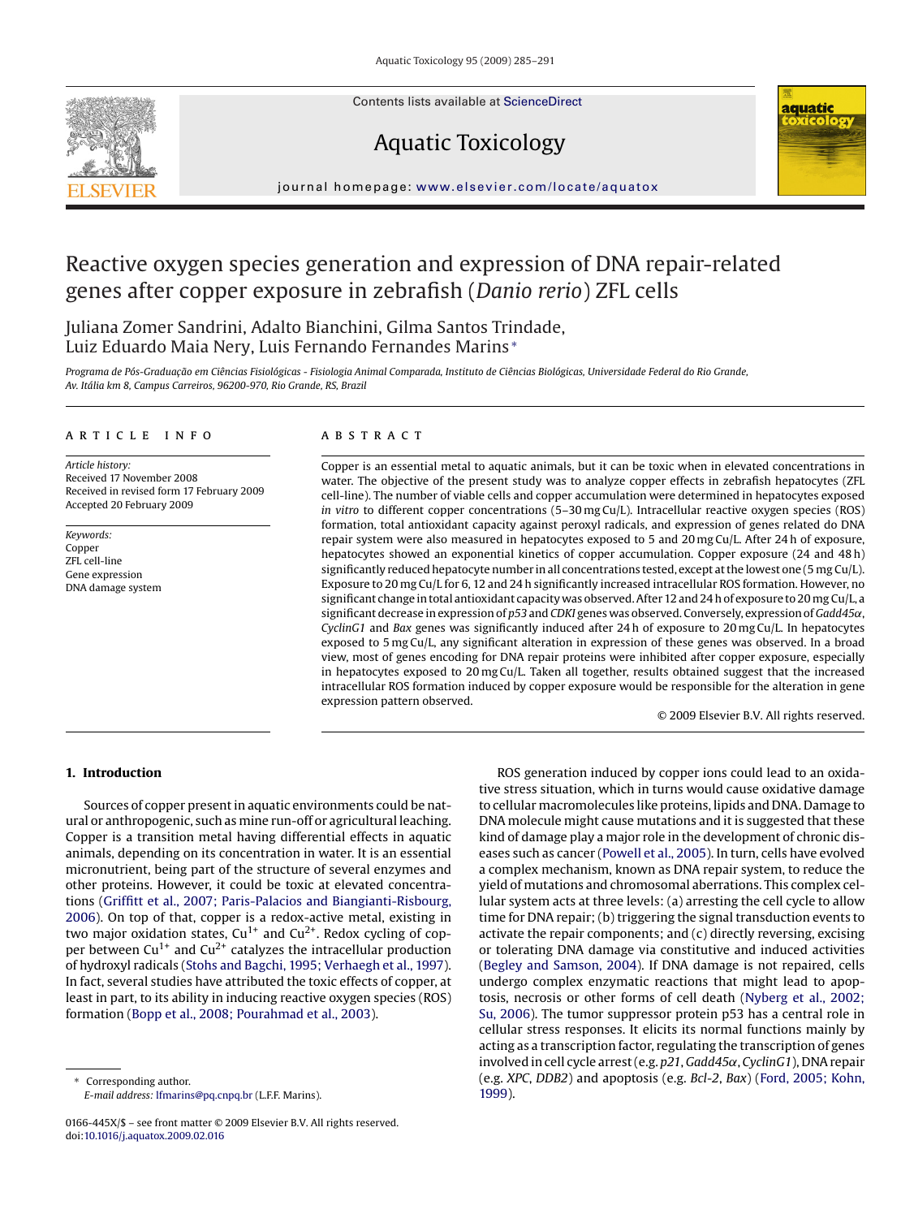# Reactive oxygen species generation and expression of DNA repair-related genes after copper exposure in zebrafish (*Danio rerio*) ZFL cells

Juliana Zomer Sandrini, Adalto Bianchini, Gilma Santos Trindade, Luiz Eduardo Maia Nery, Luis Fernando Fernandes Marins*

*Programa de Pós-Graduação em Ciências Fisiológicas - Fisiologia Animal Comparada, Instituto de Ciências Biológicas, Universidade Federal do Rio Grande, Av. Itália km 8, Campus Carreiros, 96200-970, Rio Grande, RS, Brazil*

## ARTICLE INFO

*Article history:*
Received 17 November 2008
Received in revised form 17 February 2009
Accepted 20 February 2009

*Keywords:*
Copper
ZFL cell-line
Gene expression
DNA damage system

## ABSTRACT

Copper is an essential metal to aquatic animals, but it can be toxic when in elevated concentrations in water. The objective of the present study was to analyze copper effects in zebrafish hepatocytes (ZFL cell-line). The number of viable cells and copper accumulation were determined in hepatocytes exposed *in vitro* to different copper concentrations (5–30 mg Cu/L). Intracellular reactive oxygen species (ROS) formation, total antioxidant capacity against peroxyl radicals, and expression of genes related do DNA repair system were also measured in hepatocytes exposed to 5 and 20 mg Cu/L. After 24 h of exposure, hepatocytes showed an exponential kinetics of copper accumulation. Copper exposure (24 and 48 h) significantly reduced hepatocyte number in all concentrations tested, except at the lowest one (5 mg Cu/L). Exposure to 20 mg Cu/L for 6, 12 and 24 h significantly increased intracellular ROS formation. However, no significant change in total antioxidant capacity was observed. After 12 and 24 h of exposure to 20 mg Cu/L, a significant decrease in expression of *p53* and *CDKI* genes was observed. Conversely, expression of *Gadd45α*, *CyclinG1* and *Bax* genes was significantly induced after 24 h of exposure to 20 mg Cu/L. In hepatocytes exposed to 5 mg Cu/L, any significant alteration in expression of these genes was observed. In a broad view, most of genes encoding for DNA repair proteins were inhibited after copper exposure, especially in hepatocytes exposed to 20 mg Cu/L. Taken all together, results obtained suggest that the increased intracellular ROS formation induced by copper exposure would be responsible for the alteration in gene expression pattern observed.

© 2009 Elsevier B.V. All rights reserved.

## 1. Introduction

Sources of copper present in aquatic environments could be natural or anthropogenic, such as mine run-off or agricultural leaching. Copper is a transition metal having differential effects in aquatic animals, depending on its concentration in water. It is an essential micronutrient, being part of the structure of several enzymes and other proteins. However, it could be toxic at elevated concentrations (Griffitt et al., 2007; Paris-Palacios and Biangianti-Risbourg, 2006). On top of that, copper is a redox-active metal, existing in two major oxidation states, $Cu^{1+}$ and $Cu^{2+}$. Redox cycling of copper between $Cu^{1+}$ and $Cu^{2+}$ catalyzes the intracellular production of hydroxyl radicals (Stohs and Bagchi, 1995; Verhaegh et al., 1997). In fact, several studies have attributed the toxic effects of copper, at least in part, to its ability in inducing reactive oxygen species (ROS) formation (Bopp et al., 2008; Pourahmad et al., 2003).

ROS generation induced by copper ions could lead to an oxidative stress situation, which in turns would cause oxidative damage to cellular macromolecules like proteins, lipids and DNA. Damage to DNA molecule might cause mutations and it is suggested that these kind of damage play a major role in the development of chronic diseases such as cancer (Powell et al., 2005). In turn, cells have evolved a complex mechanism, known as DNA repair system, to reduce the yield of mutations and chromosomal aberrations. This complex cellular system acts at three levels: (a) arresting the cell cycle to allow time for DNA repair; (b) triggering the signal transduction events to activate the repair components; and (c) directly reversing, excising or tolerating DNA damage via constitutive and induced activities (Begley and Samson, 2004). If DNA damage is not repaired, cells undergo complex enzymatic reactions that might lead to apoptosis, necrosis or other forms of cell death (Nyberg et al., 2002; Su, 2006). The tumor suppressor protein p53 has a central role in cellular stress responses. It elicits its normal functions mainly by acting as a transcription factor, regulating the transcription of genes involved in cell cycle arrest (e.g. *p21*, *Gadd45α*, *CyclinG1*), DNA repair (e.g. *XPC*, *DDB2*) and apoptosis (e.g. *Bcl-2*, *Bax*) (Ford, 2005; Kohn, 1999).

\* Corresponding author.
*E-mail address:* lfmarins@pq.cnpq.br (L.F.F. Marins).

0166-445X/$ – see front matter © 2009 Elsevier B.V. All rights reserved.
doi:10.1016/j.aquatox.2009.02.016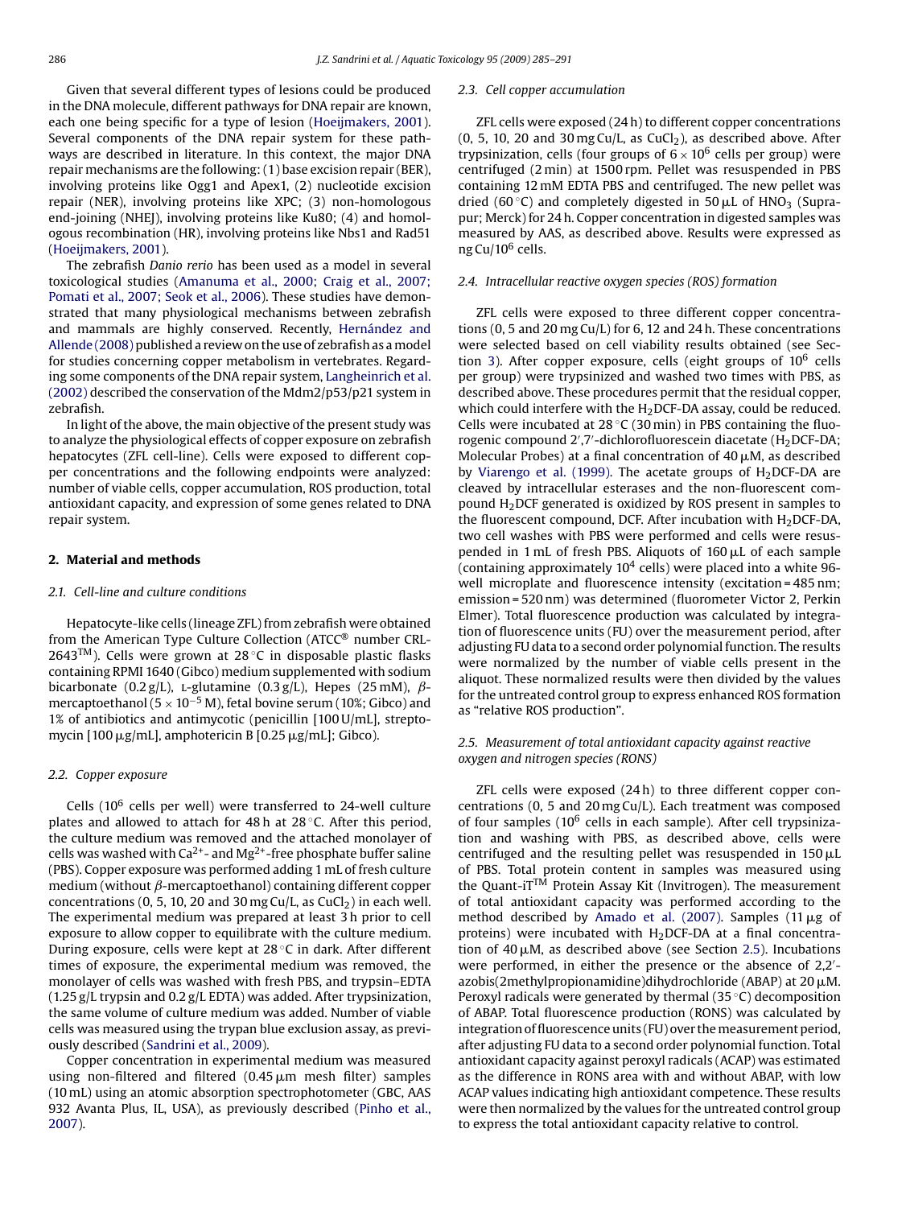Given that several different types of lesions could be produced in the DNA molecule, different pathways for DNA repair are known, each one being specific for a type of lesion (Hoeijmakers, 2001). Several components of the DNA repair system for these pathways are described in literature. In this context, the major DNA repair mechanisms are the following: (1) base excision repair (BER), involving proteins like Ogg1 and Apex1, (2) nucleotide excision repair (NER), involving proteins like XPC; (3) non-homologous end-joining (NHEJ), involving proteins like Ku80; (4) and homologous recombination (HR), involving proteins like Nbs1 and Rad51 (Hoeijmakers, 2001).

The zebrafish *Danio rerio* has been used as a model in several toxicological studies (Amanuma et al., 2000; Craig et al., 2007; Pomati et al., 2007; Seok et al., 2006). These studies have demonstrated that many physiological mechanisms between zebrafish and mammals are highly conserved. Recently, Hernández and Allende (2008) published a review on the use of zebrafish as a model for studies concerning copper metabolism in vertebrates. Regarding some components of the DNA repair system, Langheinrich et al. (2002) described the conservation of the Mdm2/p53/p21 system in zebrafish.

In light of the above, the main objective of the present study was to analyze the physiological effects of copper exposure on zebrafish hepatocytes (ZFL cell-line). Cells were exposed to different copper concentrations and the following endpoints were analyzed: number of viable cells, copper accumulation, ROS production, total antioxidant capacity, and expression of some genes related to DNA repair system.

## 2. Material and methods

### 2.1. Cell-line and culture conditions

Hepatocyte-like cells (lineage ZFL) from zebrafish were obtained from the American Type Culture Collection (ATCC® number CRL-2643™). Cells were grown at 28 °C in disposable plastic flasks containing RPMI 1640 (Gibco) medium supplemented with sodium bicarbonate (0.2 g/L), L-glutamine (0.3 g/L), Hepes (25 mM), β-mercaptoethanol ($5 \times 10^{-5}$ M), fetal bovine serum (10%; Gibco) and 1% of antibiotics and antimycotic (penicillin [100 U/mL], streptomycin [100 μg/mL], amphotericin B [0.25 μg/mL]; Gibco).

### 2.2. Copper exposure

Cells ($10^6$ cells per well) were transferred to 24-well culture plates and allowed to attach for 48 h at 28 °C. After this period, the culture medium was removed and the attached monolayer of cells was washed with $Ca^{2+}$- and $Mg^{2+}$-free phosphate buffer saline (PBS). Copper exposure was performed adding 1 mL of fresh culture medium (without β-mercaptoethanol) containing different copper concentrations (0, 5, 10, 20 and 30 mg Cu/L, as $CuCl_2$) in each well. The experimental medium was prepared at least 3 h prior to cell exposure to allow copper to equilibrate with the culture medium. During exposure, cells were kept at 28 °C in dark. After different times of exposure, the experimental medium was removed, the monolayer of cells was washed with fresh PBS, and trypsin–EDTA (1.25 g/L trypsin and 0.2 g/L EDTA) was added. After trypsinization, the same volume of culture medium was added. Number of viable cells was measured using the trypan blue exclusion assay, as previously described (Sandrini et al., 2009).

Copper concentration in experimental medium was measured using non-filtered and filtered (0.45 μm mesh filter) samples (10 mL) using an atomic absorption spectrophotometer (GBC, AAS 932 Avanta Plus, IL, USA), as previously described (Pinho et al., 2007).

### 2.3. Cell copper accumulation

ZFL cells were exposed (24 h) to different copper concentrations (0, 5, 10, 20 and 30 mg Cu/L, as $CuCl_2$), as described above. After trypsinization, cells (four groups of $6 \times 10^6$ cells per group) were centrifuged (2 min) at 1500 rpm. Pellet was resuspended in PBS containing 12 mM EDTA PBS and centrifuged. The new pellet was dried (60 °C) and completely digested in 50 μL of $HNO_3$ (Suprapur; Merck) for 24 h. Copper concentration in digested samples was measured by AAS, as described above. Results were expressed as ng Cu/$10^6$ cells.

### 2.4. Intracellular reactive oxygen species (ROS) formation

ZFL cells were exposed to three different copper concentrations (0, 5 and 20 mg Cu/L) for 6, 12 and 24 h. These concentrations were selected based on cell viability results obtained (see Section 3). After copper exposure, cells (eight groups of $10^6$ cells per group) were trypsinized and washed two times with PBS, as described above. These procedures permit that the residual copper, which could interfere with the $H_2$DCF-DA assay, could be reduced. Cells were incubated at 28 °C (30 min) in PBS containing the fluorogenic compound 2′,7′-dichlorofluorescein diacetate ($H_2$DCF-DA; Molecular Probes) at a final concentration of 40 μM, as described by Viarengo et al. (1999). The acetate groups of $H_2$DCF-DA are cleaved by intracellular esterases and the non-fluorescent compound $H_2$DCF generated is oxidized by ROS present in samples to the fluorescent compound, DCF. After incubation with $H_2$DCF-DA, two cell washes with PBS were performed and cells were resuspended in 1 mL of fresh PBS. Aliquots of 160 μL of each sample (containing approximately $10^4$ cells) were placed into a white 96-well microplate and fluorescence intensity (excitation = 485 nm; emission = 520 nm) was determined (fluorometer Victor 2, Perkin Elmer). Total fluorescence production was calculated by integration of fluorescence units (FU) over the measurement period, after adjusting FU data to a second order polynomial function. The results were normalized by the number of viable cells present in the aliquot. These normalized results were then divided by the values for the untreated control group to express enhanced ROS formation as "relative ROS production".

### 2.5. Measurement of total antioxidant capacity against reactive oxygen and nitrogen species (RONS)

ZFL cells were exposed (24 h) to three different copper concentrations (0, 5 and 20 mg Cu/L). Each treatment was composed of four samples ($10^6$ cells in each sample). After cell trypsinization and washing with PBS, as described above, cells were centrifuged and the resulting pellet was resuspended in 150 μL of PBS. Total protein content in samples was measured using the Quant-iT™ Protein Assay Kit (Invitrogen). The measurement of total antioxidant capacity was performed according to the method described by Amado et al. (2007). Samples (11 μg of proteins) were incubated with $H_2$DCF-DA at a final concentration of 40 μM, as described above (see Section 2.5). Incubations were performed, in either the presence or the absence of 2,2′-azobis(2methylpropionamidine)dihydrochloride (ABAP) at 20 μM. Peroxyl radicals were generated by thermal (35 °C) decomposition of ABAP. Total fluorescence production (RONS) was calculated by integration of fluorescence units (FU) over the measurement period, after adjusting FU data to a second order polynomial function. Total antioxidant capacity against peroxyl radicals (ACAP) was estimated as the difference in RONS area with and without ABAP, with low ACAP values indicating high antioxidant competence. These results were then normalized by the values for the untreated control group to express the total antioxidant capacity relative to control.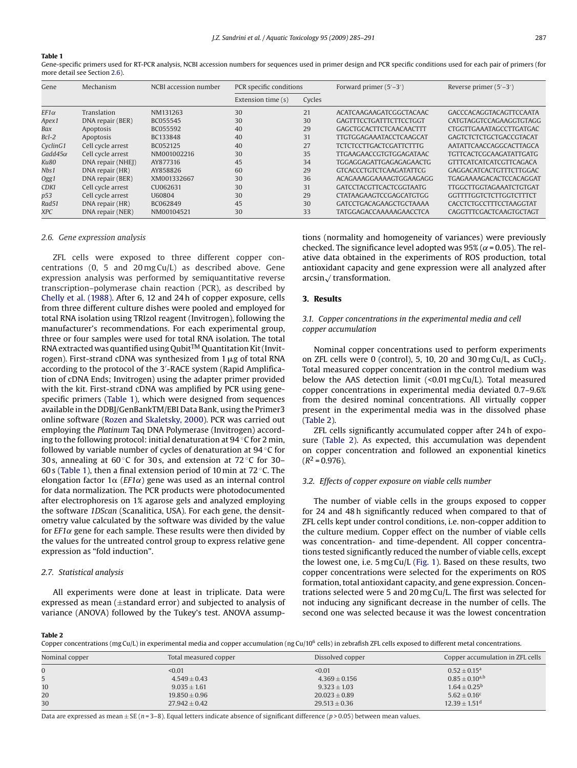**Table 1**
Gene-specific primers used for RT-PCR analysis, NCBI accession numbers for sequences used in primer design and PCR specific conditions used for each pair of primers (for more detail see Section 2.6).

| Gene | Mechanism | NCBI accession number | PCR specific conditions | | Forward primer (5′–3′) | Reverse primer (5′–3′) |
|---|---|---|---|---|---|---|
| | | | Extension time (s) | Cycles | | |
| *EF1α* | Translation | NM131263 | 30 | 21 | ACATCAAGAAGATCGGCTACAAC | GACCCACAGGTACAGTTCCAATA |
| *Apex1* | DNA repair (BER) | BC055545 | 30 | 30 | GAGTTTCCTGATTTCTTCCTGGT | CATGTAGGTCCAGAAGGTGTAGG |
| *Bax* | Apoptosis | BC055592 | 40 | 29 | GAGCTGCACTTCTCAACAACTTT | CTGGTTGAAATAGCCTTGATGAC |
| *Bcl-2* | Apoptosis | BC133848 | 40 | 31 | TTGTGGAGAAATACCTCAAGCAT | GAGTCTCTCTGCTGACCGTACAT |
| *CyclinG1* | Cell cycle arrest | BC052125 | 40 | 27 | TCTCTCCTTGACTCGATTCTTTG | AATATTCAACCAGGCACTTAGCA |
| *Gadd45α* | Cell cycle arrest | NM001002216 | 30 | 35 | TTGAAGAACCGTGTGGAGATAAC | TGTTCACTCGCAAGATATTGATG |
| *Ku80* | DNA repair (NHEJ) | AY877316 | 45 | 34 | TGGAGGAGATTGAGAGAGAACTG | GTTTCATCATCATCGTTCAGACA |
| *Nbs1* | DNA repair (HR) | AY858826 | 60 | 29 | GTCACCCTGTCTCAAGATATTCG | GAGGACATCACTGTTTCTTGGAC |
| *Ogg1* | DNA repair (BER) | XM001332667 | 30 | 36 | ACAGAAAGGAAAAGTGGAAGAGG | TGAGAAAAGACACTCCACAGGAT |
| *CDKI* | Cell cycle arrest | CU062631 | 30 | 31 | GATCCTACGTTCACTCGGTAATG | TTGGCTTGGTAGAAATCTGTGAT |
| *p53* | Cell cycle arrest | U60804 | 30 | 29 | CTATAAGAAGTCCGAGCATGTGG | GGTTTTGGTCTCTTGGTCTTTCT |
| *Rad51* | DNA repair (HR) | BC062849 | 45 | 30 | GATCCTGACAGAAGCTGCTAAAA | CACCTCTGCCTTTCCTAAGGTAT |
| *XPC* | DNA repair (NER) | NM00104521 | 30 | 33 | TATGGAGACCAAAAAGAACCTCA | CAGGTTTCGACTCAAGTGCTAGT |

### 2.6. Gene expression analysis

ZFL cells were exposed to three different copper concentrations (0, 5 and 20 mg Cu/L) as described above. Gene expression analysis was performed by semiquantitative reverse transcription–polymerase chain reaction (PCR), as described by Chelly et al. (1988). After 6, 12 and 24 h of copper exposure, cells from three different culture dishes were pooled and employed for total RNA isolation using TRIzol reagent (Invitrogen), following the manufacturer's recommendations. For each experimental group, three or four samples were used for total RNA isolation. The total RNA extracted was quantified using Qubit™ Quantitation Kit (Invitrogen). First-strand cDNA was synthesized from 1 μg of total RNA according to the protocol of the 3′-RACE system (Rapid Amplification of cDNA Ends; Invitrogen) using the adapter primer provided with the kit. First-strand cDNA was amplified by PCR using gene-specific primers (Table 1), which were designed from sequences available in the DDBJ/GenBankTM/EBI Data Bank, using the Primer3 online software (Rozen and Skaletsky, 2000). PCR was carried out employing the *Platinum* Taq DNA Polymerase (Invitrogen) according to the following protocol: initial denaturation at 94 °C for 2 min, followed by variable number of cycles of denaturation at 94 °C for 30 s, annealing at 60 °C for 30 s, and extension at 72 °C for 30–60 s (Table 1), then a final extension period of 10 min at 72 °C. The elongation factor 1α (*EF1α*) gene was used as an internal control for data normalization. The PCR products were photodocumented after electrophoresis on 1% agarose gels and analyzed employing the software *1DScan* (Scanalitica, USA). For each gene, the densitometry value calculated by the software was divided by the value for *EF1α* gene for each sample. These results were then divided by the values for the untreated control group to express relative gene expression as "fold induction".

### 2.7. Statistical analysis

All experiments were done at least in triplicate. Data were expressed as mean (±standard error) and subjected to analysis of variance (ANOVA) followed by the Tukey's test. ANOVA assumptions (normality and homogeneity of variances) were previously checked. The significance level adopted was 95% ($\alpha$ = 0.05). The relative data obtained in the experiments of ROS production, total antioxidant capacity and gene expression were all analyzed after arcsin$\sqrt{}$ transformation.

## 3. Results

### 3.1. Copper concentrations in the experimental media and cell copper accumulation

Nominal copper concentrations used to perform experiments on ZFL cells were 0 (control), 5, 10, 20 and 30 mg Cu/L, as $CuCl_2$. Total measured copper concentration in the control medium was below the AAS detection limit (<0.01 mg Cu/L). Total measured copper concentrations in experimental media deviated 0.7–9.6% from the desired nominal concentrations. All virtually copper present in the experimental media was in the dissolved phase (Table 2).

ZFL cells significantly accumulated copper after 24 h of exposure (Table 2). As expected, this accumulation was dependent on copper concentration and followed an exponential kinetics ($R^2$ = 0.976).

### 3.2. Effects of copper exposure on viable cells number

The number of viable cells in the groups exposed to copper for 24 and 48 h significantly reduced when compared to that of ZFL cells kept under control conditions, i.e. non-copper addition to the culture medium. Copper effect on the number of viable cells was concentration- and time-dependent. All copper concentrations tested significantly reduced the number of viable cells, except the lowest one, i.e. 5 mg Cu/L (Fig. 1). Based on these results, two copper concentrations were selected for the experiments on ROS formation, total antioxidant capacity, and gene expression. Concentrations selected were 5 and 20 mg Cu/L. The first was selected for not inducing any significant decrease in the number of cells. The second one was selected because it was the lowest concentration

**Table 2**
Copper concentrations (mg Cu/L) in experimental media and copper accumulation (ng Cu/$10^6$ cells) in zebrafish ZFL cells exposed to different metal concentrations.

| Nominal copper | Total measured copper | Dissolved copper | Copper accumulation in ZFL cells |
|---|---|---|---|
| 0 | <0.01 | <0.01 | 0.52 ± 0.15[a] |
| 5 | 4.549 ± 0.43 | 4.369 ± 0.156 | 0.85 ± 0.10[a,b] |
| 10 | 9.035 ± 1.61 | 9.323 ± 1.03 | 1.64 ± 0.25[b] |
| 20 | 19.850 ± 0.96 | 20.023 ± 0.89 | 5.62 ± 0.16[c] |
| 30 | 27.942 ± 0.42 | 29.513 ± 0.36 | 12.39 ± 1.51[d] |

Data are expressed as mean ± SE ($n$ = 3–8). Equal letters indicate absence of significant difference ($p$ > 0.05) between mean values.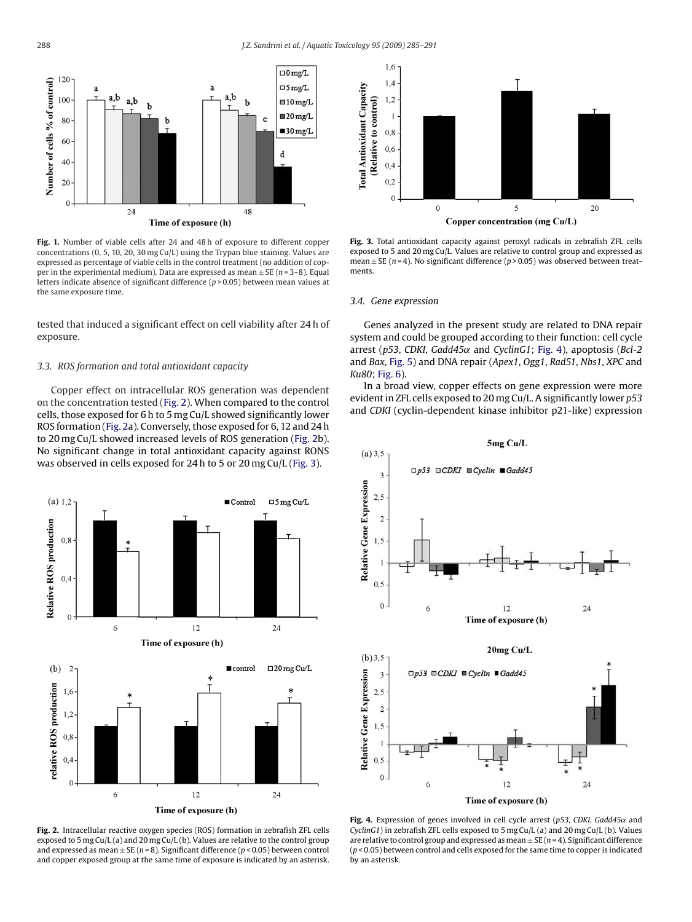**Fig. 1.** Number of viable cells after 24 and 48 h of exposure to different copper concentrations (0, 5, 10, 20, 30 mg Cu/L) using the Trypan blue staining. Values are expressed as percentage of viable cells in the control treatment (no addition of copper in the experimental medium). Data are expressed as mean ± SE ($n$ = 3–8). Equal letters indicate absence of significant difference ($p$ > 0.05) between mean values at the same exposure time.

tested that induced a significant effect on cell viability after 24 h of exposure.

### 3.3. ROS formation and total antioxidant capacity

Copper effect on intracellular ROS generation was dependent on the concentration tested (Fig. 2). When compared to the control cells, those exposed for 6 h to 5 mg Cu/L showed significantly lower ROS formation (Fig. 2a). Conversely, those exposed for 6, 12 and 24 h to 20 mg Cu/L showed increased levels of ROS generation (Fig. 2b). No significant change in total antioxidant capacity against RONS was observed in cells exposed for 24 h to 5 or 20 mg Cu/L (Fig. 3).

**Fig. 2.** Intracellular reactive oxygen species (ROS) formation in zebrafish ZFL cells exposed to 5 mg Cu/L (a) and 20 mg Cu/L (b). Values are relative to the control group and expressed as mean ± SE ($n$ = 8). Significant difference ($p$ < 0.05) between control and copper exposed group at the same time of exposure is indicated by an asterisk.

**Fig. 3.** Total antioxidant capacity against peroxyl radicals in zebrafish ZFL cells exposed to 5 and 20 mg Cu/L. Values are relative to control group and expressed as mean ± SE ($n$ = 4). No significant difference ($p$ > 0.05) was observed between treatments.

### 3.4. Gene expression

Genes analyzed in the present study are related to DNA repair system and could be grouped according to their function: cell cycle arrest (*p53*, *CDKI*, *Gadd45α* and *CyclinG1*; Fig. 4), apoptosis (*Bcl-2* and *Bax*, Fig. 5) and DNA repair (*Apex1*, *Ogg1*, *Rad51*, *Nbs1*, *XPC* and *Ku80*; Fig. 6).

In a broad view, copper effects on gene expression were more evident in ZFL cells exposed to 20 mg Cu/L. A significantly lower *p53* and *CDKI* (cyclin-dependent kinase inhibitor p21-like) expression

**Fig. 4.** Expression of genes involved in cell cycle arrest (*p53*, *CDKI*, *Gadd45α* and *CyclinG1*) in zebrafish ZFL cells exposed to 5 mg Cu/L (a) and 20 mg Cu/L (b). Values are relative to control group and expressed as mean ± SE ($n$ = 4). Significant difference ($p$ < 0.05) between control and cells exposed for the same time to copper is indicated by an asterisk.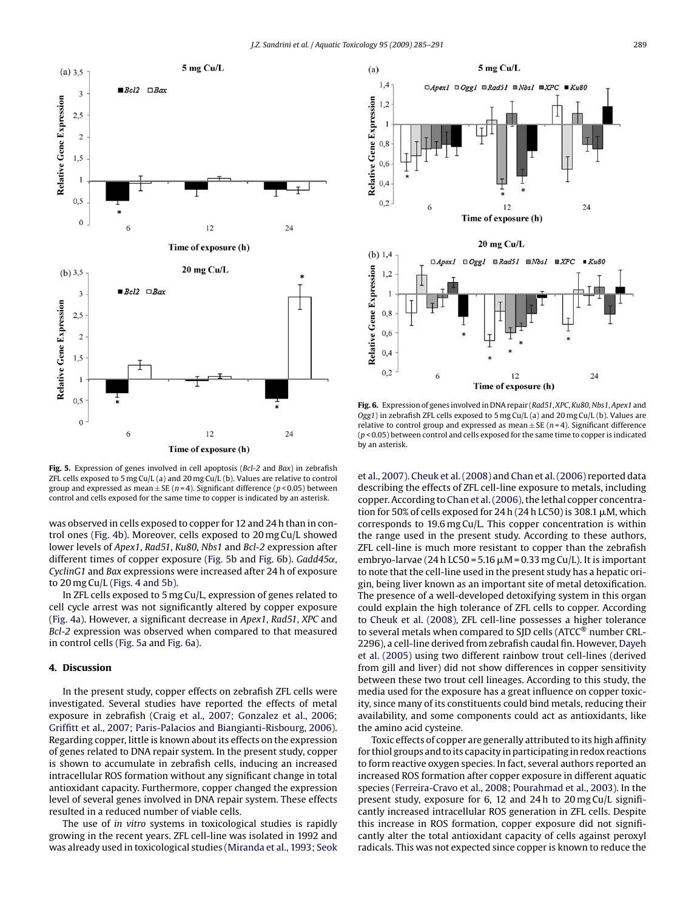Fig. 5. Expression of genes involved in cell apoptosis (*Bcl-2* and *Bax*) in zebrafish ZFL cells exposed to 5 mg Cu/L (a) and 20 mg Cu/L (b). Values are relative to control group and expressed as mean ± SE ($n = 4$). Significant difference ($p < 0.05$) between control and cells exposed for the same time to copper is indicated by an asterisk.

Fig. 6. Expression of genes involved in DNA repair (*Rad51*, *XPC*, *Ku80*, *Nbs1*, *Apex1* and *Ogg1*) in zebrafish ZFL cells exposed to 5 mg Cu/L (a) and 20 mg Cu/L (b). Values are relative to control group and expressed as mean ± SE ($n = 4$). Significant difference ($p < 0.05$) between control and cells exposed for the same time to copper is indicated by an asterisk.

was observed in cells exposed to copper for 12 and 24 h than in control ones (Fig. 4b). Moreover, cells exposed to 20 mg Cu/L showed lower levels of *Apex1*, *Rad51*, *Ku80*, *Nbs1* and *Bcl-2* expression after different times of copper exposure (Fig. 5b and Fig. 6b). *Gadd45α*, *CyclinG1* and *Bax* expressions were increased after 24 h of exposure to 20 mg Cu/L (Figs. 4 and 5b).

In ZFL cells exposed to 5 mg Cu/L, expression of genes related to cell cycle arrest was not significantly altered by copper exposure (Fig. 4a). However, a significant decrease in *Apex1*, *Rad51*, *XPC* and *Bcl-2* expression was observed when compared to that measured in control cells (Fig. 5a and Fig. 6a).

## 4. Discussion

In the present study, copper effects on zebrafish ZFL cells were investigated. Several studies have reported the effects of metal exposure in zebrafish (Craig et al., 2007; Gonzalez et al., 2006; Griffitt et al., 2007; Paris-Palacios and Biagianti-Risbourg, 2006). Regarding copper, little is known about its effects on the expression of genes related to DNA repair system. In the present study, copper is shown to accumulate in zebrafish cells, inducing an increased intracellular ROS formation without any significant change in total antioxidant capacity. Furthermore, copper changed the expression level of several genes involved in DNA repair system. These effects resulted in a reduced number of viable cells.

The use of *in vitro* systems in toxicological studies is rapidly growing in the recent years. ZFL cell-line was isolated in 1992 and was already used in toxicological studies (Miranda et al., 1993; Seok et al., 2007). Cheuk et al. (2008) and Chan et al. (2006) reported data describing the effects of ZFL cell-line exposure to metals, including copper. According to Chan et al. (2006), the lethal copper concentration for 50% of cells exposed for 24 h (24 h LC50) is 308.1 μM, which corresponds to 19.6 mg Cu/L. This copper concentration is within the range used in the present study. According to these authors, ZFL cell-line is much more resistant to copper than the zebrafish embryo-larvae (24 h LC50 = 5.16 μM = 0.33 mg Cu/L). It is important to note that the cell-line used in the present study has a hepatic origin, being liver known as an important site of metal detoxification. The presence of a well-developed detoxifying system in this organ could explain the high tolerance of ZFL cells to copper. According to Cheuk et al. (2008), ZFL cell-line possesses a higher tolerance to several metals when compared to SJD cells (ATCC® number CRL-2296), a cell-line derived from zebrafish caudal fin. However, Dayeh et al. (2005) using two different rainbow trout cell-lines (derived from gill and liver) did not show differences in copper sensitivity between these two trout cell lineages. According to this study, the media used for the exposure has a great influence on copper toxicity, since many of its constituents could bind metals, reducing their availability, and some components could act as antioxidants, like the amino acid cysteine.

Toxic effects of copper are generally attributed to its high affinity for thiol groups and to its capacity in participating in redox reactions to form reactive oxygen species. In fact, several authors reported an increased ROS formation after copper exposure in different aquatic species (Ferreira-Cravo et al., 2008; Pourahmad et al., 2003). In the present study, exposure for 6, 12 and 24 h to 20 mg Cu/L significantly increased intracellular ROS generation in ZFL cells. Despite this increase in ROS formation, copper exposure did not significantly alter the total antioxidant capacity of cells against peroxyl radicals. This was not expected since copper is known to reduce the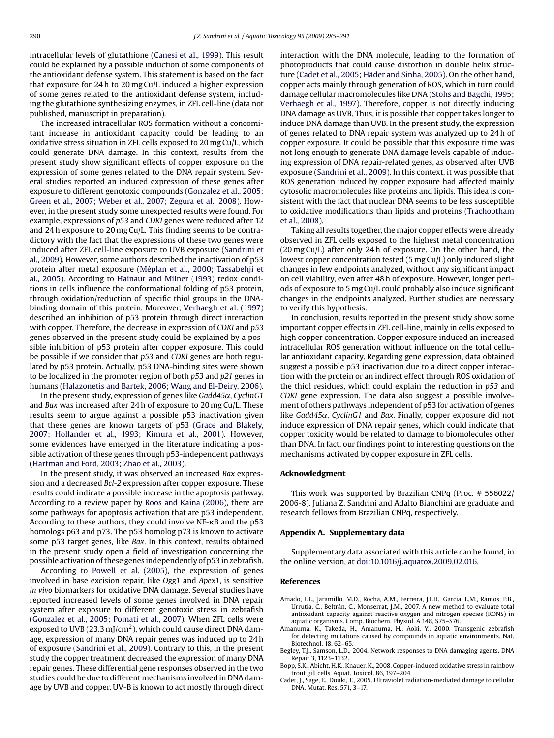intracellular levels of glutathione (Canesi et al., 1999). This result could be explained by a possible induction of some components of the antioxidant defense system. This statement is based on the fact that exposure for 24 h to 20 mg Cu/L induced a higher expression of some genes related to the antioxidant defense system, including the glutathione synthesizing enzymes, in ZFL cell-line (data not published, manuscript in preparation).

The increased intracellular ROS formation without a concomitant increase in antioxidant capacity could be leading to an oxidative stress situation in ZFL cells exposed to 20 mg Cu/L, which could generate DNA damage. In this context, results from the present study show significant effects of copper exposure on the expression of some genes related to the DNA repair system. Several studies reported an induced expression of these genes after exposure to different genotoxic compounds (Gonzalez et al., 2005; Green et al., 2007; Weber et al., 2007; Zegura et al., 2008). However, in the present study some unexpected results were found. For example, expressions of *p53* and *CDKI* genes were reduced after 12 and 24 h exposure to 20 mg Cu/L. This finding seems to be contradictory with the fact that the expressions of these two genes were induced after ZFL cell-line exposure to UVB exposure (Sandrini et al., 2009). However, some authors described the inactivation of p53 protein after metal exposure (Méplan et al., 2000; Tassabehji et al., 2005). According to Hainaut and Milner (1993) redox conditions in cells influence the conformational folding of p53 protein, through oxidation/reduction of specific thiol groups in the DNA-binding domain of this protein. Moreover, Verhaegh et al. (1997) described an inhibition of p53 protein through direct interaction with copper. Therefore, the decrease in expression of *CDKI* and *p53* genes observed in the present study could be explained by a possible inhibition of p53 protein after copper exposure. This could be possible if we consider that *p53* and *CDKI* genes are both regulated by p53 protein. Actually, p53 DNA-binding sites were shown to be localized in the promoter region of both *p53* and *p21* genes in humans (Halazonetis and Bartek, 2006; Wang and El-Deiry, 2006).

In the present study, expression of genes like *Gadd45α*, *CyclinG1* and *Bax* was increased after 24 h of exposure to 20 mg Cu/L. These results seem to argue against a possible p53 inactivation given that these genes are known targets of p53 (Grace and Blakely, 2007; Hollander et al., 1993; Kimura et al., 2001). However, some evidences have emerged in the literature indicating a possible activation of these genes through p53-independent pathways (Hartman and Ford, 2003; Zhao et al., 2003).

In the present study, it was observed an increased *Bax* expression and a decreased *Bcl-2* expression after copper exposure. These results could indicate a possible increase in the apoptosis pathway. According to a review paper by Roos and Kaina (2006), there are some pathways for apoptosis activation that are p53 independent. According to these authors, they could involve NF-κB and the p53 homologs p63 and p73. The p53 homolog p73 is known to activate some p53 target genes, like *Bax*. In this context, results obtained in the present study open a field of investigation concerning the possible activation of these genes independently of p53 in zebrafish.

According to Powell et al. (2005), the expression of genes involved in base excision repair, like *Ogg1* and *Apex1*, is sensitive *in vivo* biomarkers for oxidative DNA damage. Several studies have reported increased levels of some genes involved in DNA repair system after exposure to different genotoxic stress in zebrafish (Gonzalez et al., 2005; Pomati et al., 2007). When ZFL cells were exposed to UVB (23.3 mJ/$cm^2$), which could cause direct DNA damage, expression of many DNA repair genes was induced up to 24 h of exposure (Sandrini et al., 2009). Contrary to this, in the present study the copper treatment decreased the expression of many DNA repair genes. These differential gene responses observed in the two studies could be due to different mechanisms involved in DNA damage by UVB and copper. UV-B is known to act mostly through direct interaction with the DNA molecule, leading to the formation of photoproducts that could cause distortion in double helix structure (Cadet et al., 2005; Häder and Sinha, 2005). On the other hand, copper acts mainly through generation of ROS, which in turn could damage cellular macromolecules like DNA (Stohs and Bagchi, 1995; Verhaegh et al., 1997). Therefore, copper is not directly inducing DNA damage as UVB. Thus, it is possible that copper takes longer to induce DNA damage than UVB. In the present study, the expression of genes related to DNA repair system was analyzed up to 24 h of copper exposure. It could be possible that this exposure time was not long enough to generate DNA damage levels capable of inducing expression of DNA repair-related genes, as observed after UVB exposure (Sandrini et al., 2009). In this context, it was possible that ROS generation induced by copper exposure had affected mainly cytosolic macromolecules like proteins and lipids. This idea is consistent with the fact that nuclear DNA seems to be less susceptible to oxidative modifications than lipids and proteins (Trachootham et al., 2008).

Taking all results together, the major copper effects were already observed in ZFL cells exposed to the highest metal concentration (20 mg Cu/L) after only 24 h of exposure. On the other hand, the lowest copper concentration tested (5 mg Cu/L) only induced slight changes in few endpoints analyzed, without any significant impact on cell viability, even after 48 h of exposure. However, longer periods of exposure to 5 mg Cu/L could probably also induce significant changes in the endpoints analyzed. Further studies are necessary to verify this hypothesis.

In conclusion, results reported in the present study show some important copper effects in ZFL cell-line, mainly in cells exposed to high copper concentration. Copper exposure induced an increased intracellular ROS generation without influence on the total cellular antioxidant capacity. Regarding gene expression, data obtained suggest a possible p53 inactivation due to a direct copper interaction with the protein or an indirect effect through ROS oxidation of the thiol residues, which could explain the reduction in *p53* and *CDKI* gene expression. The data also suggest a possible involvement of others pathways independent of p53 for activation of genes like *Gadd45α*, *CyclinG1* and *Bax*. Finally, copper exposure did not induce expression of DNA repair genes, which could indicate that copper toxicity would be related to damage to biomolecules other than DNA. In fact, our findings point to interesting questions on the mechanisms activated by copper exposure in ZFL cells.

## Acknowledgment

This work was supported by Brazilian CNPq (Proc. # 556022/2006-8). Juliana Z. Sandrini and Adalto Bianchini are graduate and research fellows from Brazilian CNPq, respectively.

## Appendix A. Supplementary data

Supplementary data associated with this article can be found, in the online version, at doi:10.1016/j.aquatox.2009.02.016.

## References

Amado, L.L., Jaramillo, M.D., Rocha, A.M., Ferreira, J.L.R., Garcia, L.M., Ramos, P.B., Urrutia, C., Beltrán, C., Monserrat, J.M., 2007. A new method to evaluate total antioxidant capacity against reactive oxygen and nitrogen species (RONS) in aquatic organisms. Comp. Biochem. Physiol. A 148, S75–S76.

Amanuma, K., Takeda, H., Amanuma, H., Aoki, Y., 2000. Transgenic zebrafish for detecting mutations caused by compounds in aquatic environments. Nat. Biotechnol. 18, 62–65.

Begley, T.J., Samson, L.D., 2004. Network responses to DNA damaging agents. DNA Repair 3, 1123–1132.

Bopp, S.K., Abicht, H.K., Knauer, K., 2008. Copper-induced oxidative stress in rainbow trout gill cells. Aquat. Toxicol. 86, 197–204.

Cadet, J., Sage, E., Douki, T., 2005. Ultraviolet radiation-mediated damage to cellular DNA. Mutat. Res. 571, 3–17.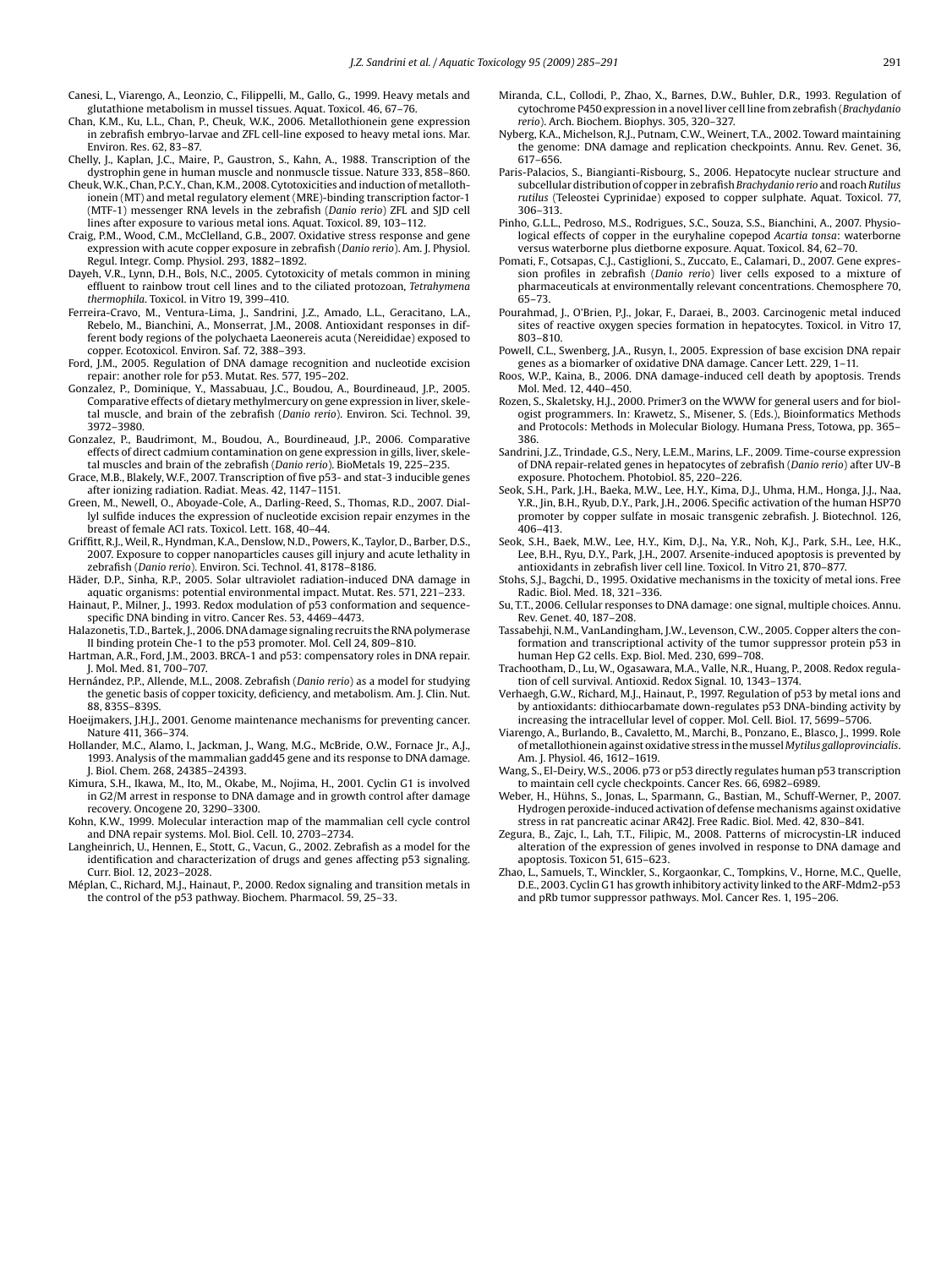Canesi, L., Viarengo, A., Leonzio, C., Filippelli, M., Gallo, G., 1999. Heavy metals and glutathione metabolism in mussel tissues. Aquat. Toxicol. 46, 67–76.

Chan, K.M., Ku, L.L., Chan, P., Cheuk, W.K., 2006. Metallothionein gene expression in zebrafish embryo-larvae and ZFL cell-line exposed to heavy metal ions. Mar. Environ. Res. 62, 83–87.

Chelly, J., Kaplan, J.C., Maire, P., Gaustron, S., Kahn, A., 1988. Transcription of the dystrophin gene in human muscle and nonmuscle tissue. Nature 333, 858–860.

Cheuk, W.K., Chan, P.C.Y., Chan, K.M., 2008. Cytotoxicities and induction of metallothionein (MT) and metal regulatory element (MRE)-binding transcription factor-1 (MTF-1) messenger RNA levels in the zebrafish (*Danio rerio*) ZFL and SJD cell lines after exposure to various metal ions. Aquat. Toxicol. 89, 103–112.

Craig, P.M., Wood, C.M., McClelland, G.B., 2007. Oxidative stress response and gene expression with acute copper exposure in zebrafish (*Danio rerio*). Am. J. Physiol. Regul. Integr. Comp. Physiol. 293, 1882–1892.

Dayeh, V.R., Lynn, D.H., Bols, N.C., 2005. Cytotoxicity of metals common in mining effluent to rainbow trout cell lines and to the ciliated protozoan, *Tetrahymena thermophila*. Toxicol. in Vitro 19, 399–410.

Ferreira-Cravo, M., Ventura-Lima, J., Sandrini, J.Z., Amado, L.L., Geracitano, L.A., Rebelo, M., Bianchini, A., Monserrat, J.M., 2008. Antioxidant responses in different body regions of the polychaeta Laeonereis acuta (Nereididae) exposed to copper. Ecotoxicol. Environ. Saf. 72, 388–393.

Ford, J.M., 2005. Regulation of DNA damage recognition and nucleotide excision repair: another role for p53. Mutat. Res. 577, 195–202.

Gonzalez, P., Dominique, Y., Massabuau, J.C., Boudou, A., Bourdineaud, J.P., 2005. Comparative effects of dietary methylmercury on gene expression in liver, skeletal muscle, and brain of the zebrafish (*Danio rerio*). Environ. Sci. Technol. 39, 3972–3980.

Gonzalez, P., Baudrimont, M., Boudou, A., Bourdineaud, J.P., 2006. Comparative effects of direct cadmium contamination on gene expression in gills, liver, skeletal muscles and brain of the zebrafish (*Danio rerio*). BioMetals 19, 225–235.

Grace, M.B., Blakely, W.F., 2007. Transcription of five p53- and stat-3 inducible genes after ionizing radiation. Radiat. Meas. 42, 1147–1151.

Green, M., Newell, O., Aboyade-Cole, A., Darling-Reed, S., Thomas, R.D., 2007. Diallyl sulfide induces the expression of nucleotide excision repair enzymes in the breast of female ACI rats. Toxicol. Lett. 168, 40–44.

Griffitt, R.J., Weil, R., Hyndman, K.A., Denslow, N.D., Powers, K., Taylor, D., Barber, D.S., 2007. Exposure to copper nanoparticles causes gill injury and acute lethality in zebrafish (*Danio rerio*). Environ. Sci. Technol. 41, 8178–8186.

Häder, D.P., Sinha, R.P., 2005. Solar ultraviolet radiation-induced DNA damage in aquatic organisms: potential environmental impact. Mutat. Res. 571, 221–233.

Hainaut, P., Milner, J., 1993. Redox modulation of p53 conformation and sequence-specific DNA binding in vitro. Cancer Res. 53, 4469–4473.

Halazonetis, T.D., Bartek, J., 2006. DNA damage signaling recruits the RNA polymerase II binding protein Che-1 to the p53 promoter. Mol. Cell 24, 809–810.

Hartman, A.R., Ford, J.M., 2003. BRCA-1 and p53: compensatory roles in DNA repair. J. Mol. Med. 81, 700–707.

Hernández, P.P., Allende, M.L., 2008. Zebrafish (*Danio rerio*) as a model for studying the genetic basis of copper toxicity, deficiency, and metabolism. Am. J. Clin. Nut. 88, 835S–839S.

Hoeijmakers, J.H.J., 2001. Genome maintenance mechanisms for preventing cancer. Nature 411, 366–374.

Hollander, M.C., Alamo, I., Jackman, J., Wang, M.G., McBride, O.W., Fornace Jr., A.J., 1993. Analysis of the mammalian gadd45 gene and its response to DNA damage. J. Biol. Chem. 268, 24385–24393.

Kimura, S.H., Ikawa, M., Ito, M., Okabe, M., Nojima, H., 2001. Cyclin G1 is involved in G2/M arrest in response to DNA damage and in growth control after damage recovery. Oncogene 20, 3290–3300.

Kohn, K.W., 1999. Molecular interaction map of the mammalian cell cycle control and DNA repair systems. Mol. Biol. Cell. 10, 2703–2734.

Langheinrich, U., Hennen, E., Stott, G., Vacun, G., 2002. Zebrafish as a model for the identification and characterization of drugs and genes affecting p53 signaling. Curr. Biol. 12, 2023–2028.

Méplan, C., Richard, M.J., Hainaut, P., 2000. Redox signaling and transition metals in the control of the p53 pathway. Biochem. Pharmacol. 59, 25–33.

Miranda, C.L., Collodi, P., Zhao, X., Barnes, D.W., Buhler, D.R., 1993. Regulation of cytochrome P450 expression in a novel liver cell line from zebrafish (*Brachydanio rerio*). Arch. Biochem. Biophys. 305, 320–327.

Nyberg, K.A., Michelson, R.J., Putnam, C.W., Weinert, T.A., 2002. Toward maintaining the genome: DNA damage and replication checkpoints. Annu. Rev. Genet. 36, 617–656.

Paris-Palacios, S., Biangianti-Risbourg, S., 2006. Hepatocyte nuclear structure and subcellular distribution of copper in zebrafish *Brachydanio rerio* and roach *Rutilus rutilus* (Teleostei Cyprinidae) exposed to copper sulphate. Aquat. Toxicol. 77, 306–313.

Pinho, G.L.L., Pedroso, M.S., Rodrigues, S.C., Souza, S.S., Bianchini, A., 2007. Physiological effects of copper in the euryhaline copepod *Acartia tonsa*: waterborne versus waterborne plus dietborne exposure. Aquat. Toxicol. 84, 62–70.

Pomati, F., Cotsapas, C.J., Castiglioni, S., Zuccato, E., Calamari, D., 2007. Gene expression profiles in zebrafish (*Danio rerio*) liver cells exposed to a mixture of pharmaceuticals at environmentally relevant concentrations. Chemosphere 70, 65–73.

Pourahmad, J., O'Brien, P.J., Jokar, F., Daraei, B., 2003. Carcinogenic metal induced sites of reactive oxygen species formation in hepatocytes. Toxicol. in Vitro 17, 803–810.

Powell, C.L., Swenberg, J.A., Rusyn, I., 2005. Expression of base excision DNA repair genes as a biomarker of oxidative DNA damage. Cancer Lett. 229, 1–11.

Roos, W.P., Kaina, B., 2006. DNA damage-induced cell death by apoptosis. Trends Mol. Med. 12, 440–450.

Rozen, S., Skaletsky, H.J., 2000. Primer3 on the WWW for general users and for biologist programmers. In: Krawetz, S., Misener, S. (Eds.), Bioinformatics Methods and Protocols: Methods in Molecular Biology. Humana Press, Totowa, pp. 365–386.

Sandrini, J.Z., Trindade, G.S., Nery, L.E.M., Marins, L.F., 2009. Time-course expression of DNA repair-related genes in hepatocytes of zebrafish (*Danio rerio*) after UV-B exposure. Photochem. Photobiol. 85, 220–226.

Seok, S.H., Park, J.H., Baeka, M.W., Lee, H.Y., Kima, D.J., Uhma, H.M., Honga, J.J., Naa, Y.R., Jin, B.H., Ryub, D.Y., Park, J.H., 2006. Specific activation of the human HSP70 promoter by copper sulfate in mosaic transgenic zebrafish. J. Biotechnol. 126, 406–413.

Seok, S.H., Baek, M.W., Lee, H.Y., Kim, D.J., Na, Y.R., Noh, K.J., Park, S.H., Lee, H.K., Lee, B.H., Ryu, D.Y., Park, J.H., 2007. Arsenite-induced apoptosis is prevented by antioxidants in zebrafish liver cell line. Toxicol. In Vitro 21, 870–877.

Stohs, S.J., Bagchi, D., 1995. Oxidative mechanisms in the toxicity of metal ions. Free Radic. Biol. Med. 18, 321–336.

Su, T.T., 2006. Cellular responses to DNA damage: one signal, multiple choices. Annu. Rev. Genet. 40, 187–208.

Tassabehji, N.M., VanLandingham, J.W., Levenson, C.W., 2005. Copper alters the conformation and transcriptional activity of the tumor suppressor protein p53 in human Hep G2 cells. Exp. Biol. Med. 230, 699–708.

Trachootham, D., Lu, W., Ogasawara, M.A., Valle, N.R., Huang, P., 2008. Redox regulation of cell survival. Antioxid. Redox Signal. 10, 1343–1374.

Verhaegh, G.W., Richard, M.J., Hainaut, P., 1997. Regulation of p53 by metal ions and by antioxidants: dithiocarbamate down-regulates p53 DNA-binding activity by increasing the intracellular level of copper. Mol. Cell. Biol. 17, 5699–5706.

Viarengo, A., Burlando, B., Cavaletto, M., Marchi, B., Ponzano, E., Blasco, J., 1999. Role of metallothionein against oxidative stress in the mussel *Mytilus galloprovincialis*. Am. J. Physiol. 46, 1612–1619.

Wang, S., El-Deiry, W.S., 2006. p73 or p53 directly regulates human p53 transcription to maintain cell cycle checkpoints. Cancer Res. 66, 6982–6989.

Weber, H., Hühns, S., Jonas, L., Sparmann, G., Bastian, M., Schuff-Werner, P., 2007. Hydrogen peroxide-induced activation of defense mechanisms against oxidative stress in rat pancreatic acinar AR42J. Free Radic. Biol. Med. 42, 830–841.

Zegura, B., Zajc, I., Lah, T.T., Filipic, M., 2008. Patterns of microcystin-LR induced alteration of the expression of genes involved in response to DNA damage and apoptosis. Toxicon 51, 615–623.

Zhao, L., Samuels, T., Winckler, S., Korgaonkar, C., Tompkins, V., Horne, M.C., Quelle, D.E., 2003. Cyclin G1 has growth inhibitory activity linked to the ARF-Mdm2-p53 and pRb tumor suppressor pathways. Mol. Cancer Res. 1, 195–206.